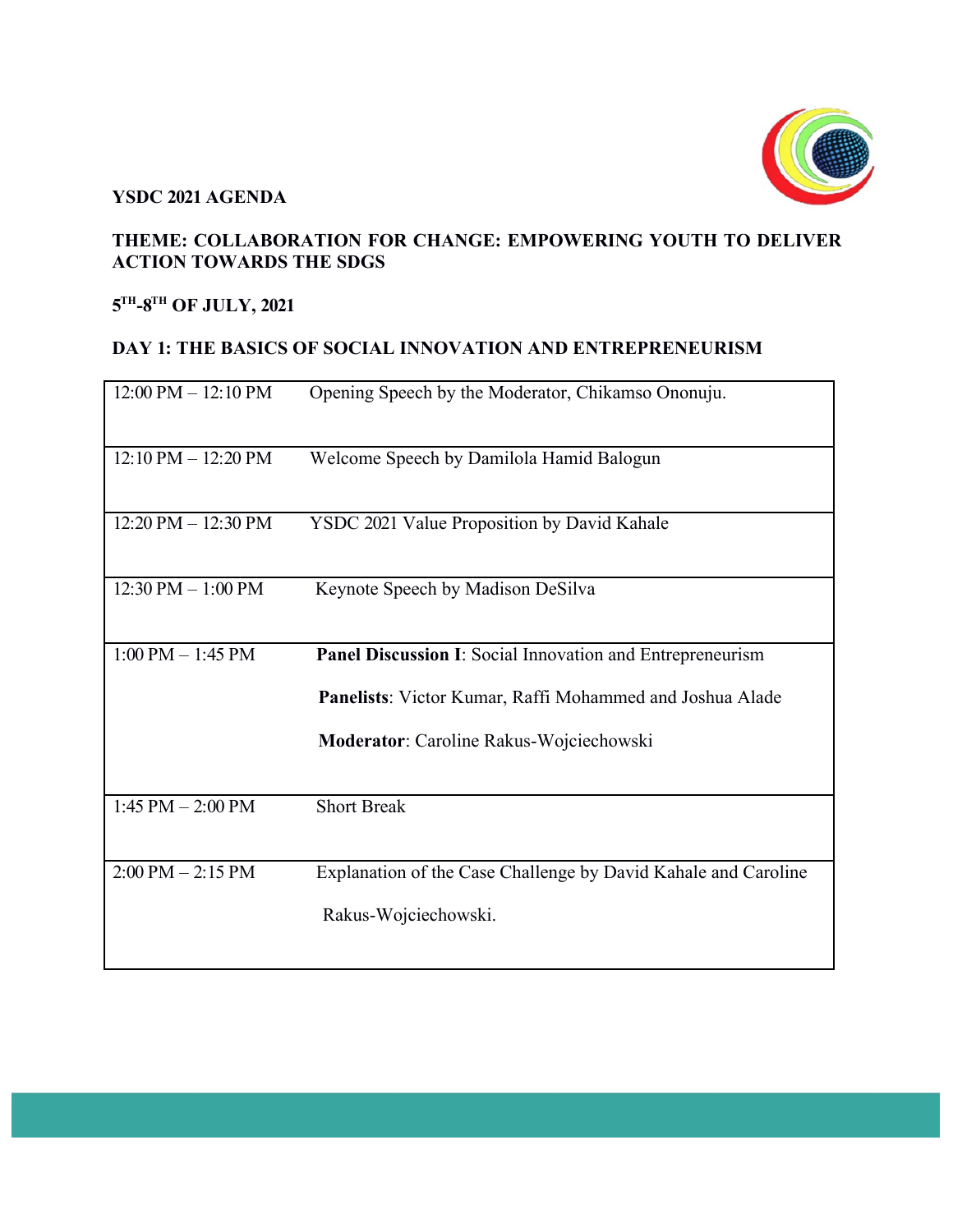**YSDC 2021 AGENDA**

**THEME: COLLABORATION FOR CHANGE: EMPOWERING YOUTH TO DELIVER ACTION TOWARDS THE SDGS**

**5TH-8TH OF JULY, 2021**

**DAY 1: THE BASICS OF SOCIAL INNOVATION AND ENTREPRENEURISM**

| Time | Activity |
|---|---|
| 12:00 PM – 12:10 PM | Opening Speech by the Moderator, Chikamso Ononuju. |
| 12:10 PM – 12:20 PM | Welcome Speech by Damilola Hamid Balogun |
| 12:20 PM – 12:30 PM | YSDC 2021 Value Proposition by David Kahale |
| 12:30 PM – 1:00 PM | Keynote Speech by Madison DeSilva |
| 1:00 PM – 1:45 PM | **Panel Discussion I**: Social Innovation and Entrepreneurism<br>**Panelists**: Victor Kumar, Raffi Mohammed and Joshua Alade<br>**Moderator**: Caroline Rakus-Wojciechowski |
| 1:45 PM – 2:00 PM | Short Break |
| 2:00 PM – 2:15 PM | Explanation of the Case Challenge by David Kahale and Caroline Rakus-Wojciechowski. |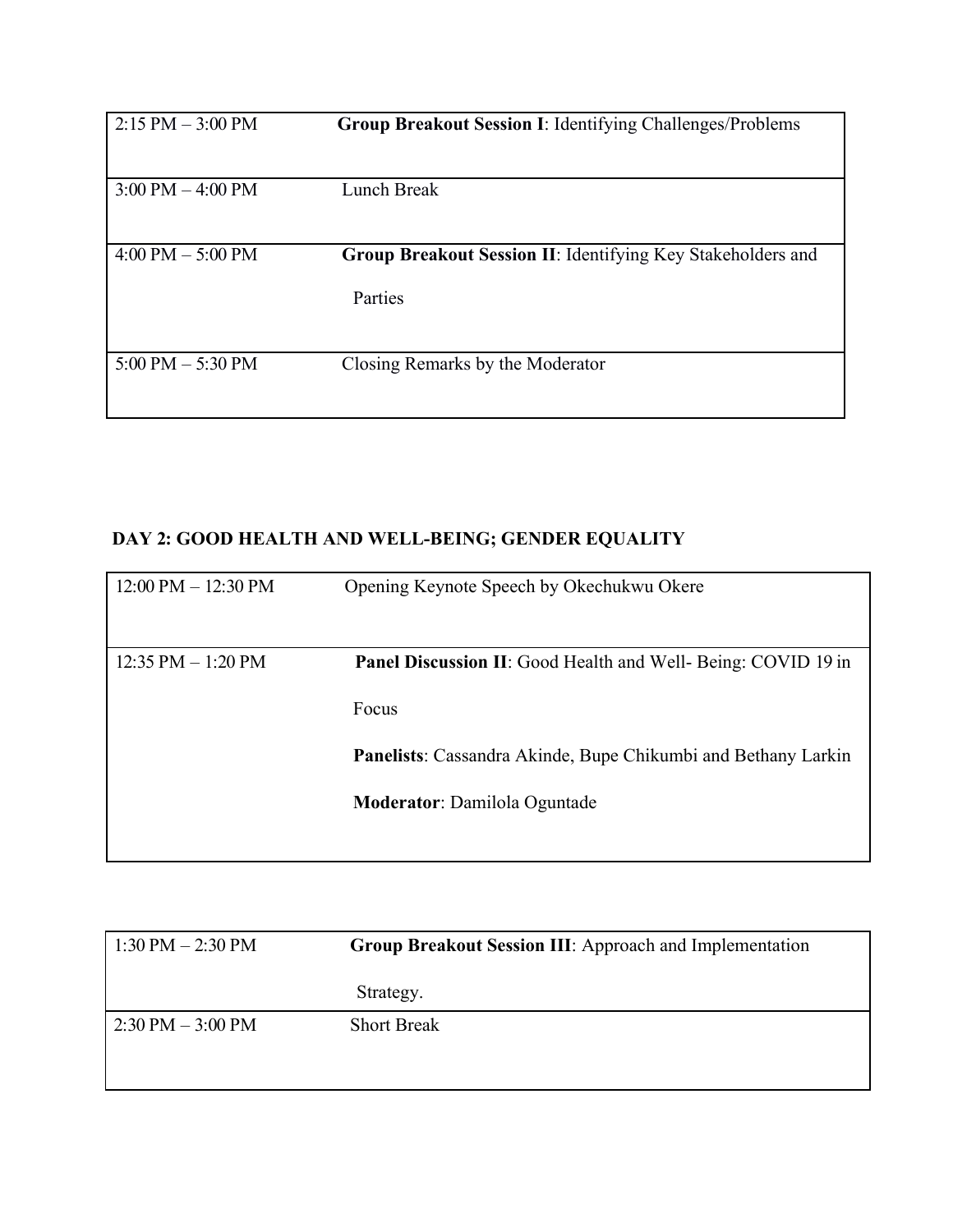| | |
|---|---|
| 2:15 PM – 3:00 PM | **Group Breakout Session I**: Identifying Challenges/Problems |
| 3:00 PM – 4:00 PM | Lunch Break |
| 4:00 PM – 5:00 PM | **Group Breakout Session II**: Identifying Key Stakeholders and Parties |
| 5:00 PM – 5:30 PM | Closing Remarks by the Moderator |

## DAY 2: GOOD HEALTH AND WELL-BEING; GENDER EQUALITY

| | |
|---|---|
| 12:00 PM – 12:30 PM | Opening Keynote Speech by Okechukwu Okere |
| 12:35 PM – 1:20 PM | **Panel Discussion II**: Good Health and Well- Being: COVID 19 in Focus<br><br>**Panelists**: Cassandra Akinde, Bupe Chikumbi and Bethany Larkin<br><br>**Moderator**: Damilola Oguntade |

| | |
|---|---|
| 1:30 PM – 2:30 PM | **Group Breakout Session III**: Approach and Implementation Strategy. |
| 2:30 PM – 3:00 PM | Short Break |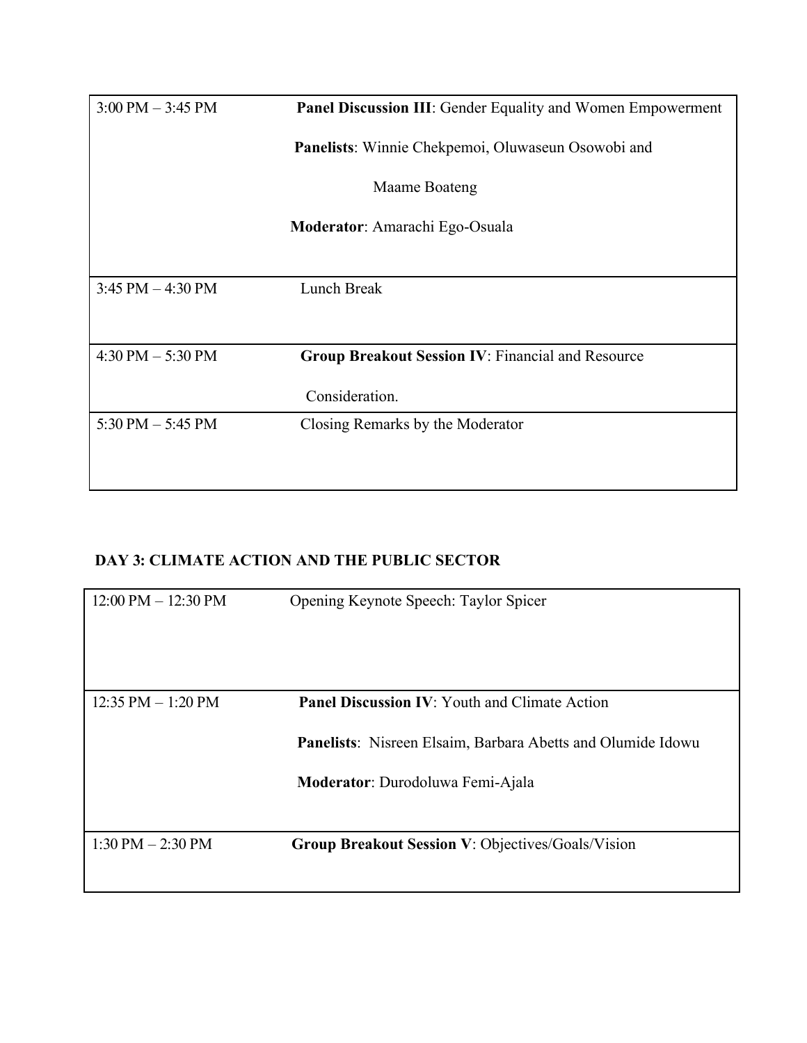| | |
|---|---|
| 3:00 PM – 3:45 PM | **Panel Discussion III**: Gender Equality and Women Empowerment<br><br>**Panelists**: Winnie Chekpemoi, Oluwaseun Osowobi and Maame Boateng<br><br>**Moderator**: Amarachi Ego-Osuala |
| 3:45 PM – 4:30 PM | Lunch Break |
| 4:30 PM – 5:30 PM | **Group Breakout Session IV**: Financial and Resource Consideration. |
| 5:30 PM – 5:45 PM | Closing Remarks by the Moderator |

## DAY 3: CLIMATE ACTION AND THE PUBLIC SECTOR

| | |
|---|---|
| 12:00 PM – 12:30 PM | Opening Keynote Speech: Taylor Spicer |
| 12:35 PM – 1:20 PM | **Panel Discussion IV**: Youth and Climate Action<br><br>**Panelists**: Nisreen Elsaim, Barbara Abetts and Olumide Idowu<br><br>**Moderator**: Durodoluwa Femi-Ajala |
| 1:30 PM – 2:30 PM | **Group Breakout Session V**: Objectives/Goals/Vision |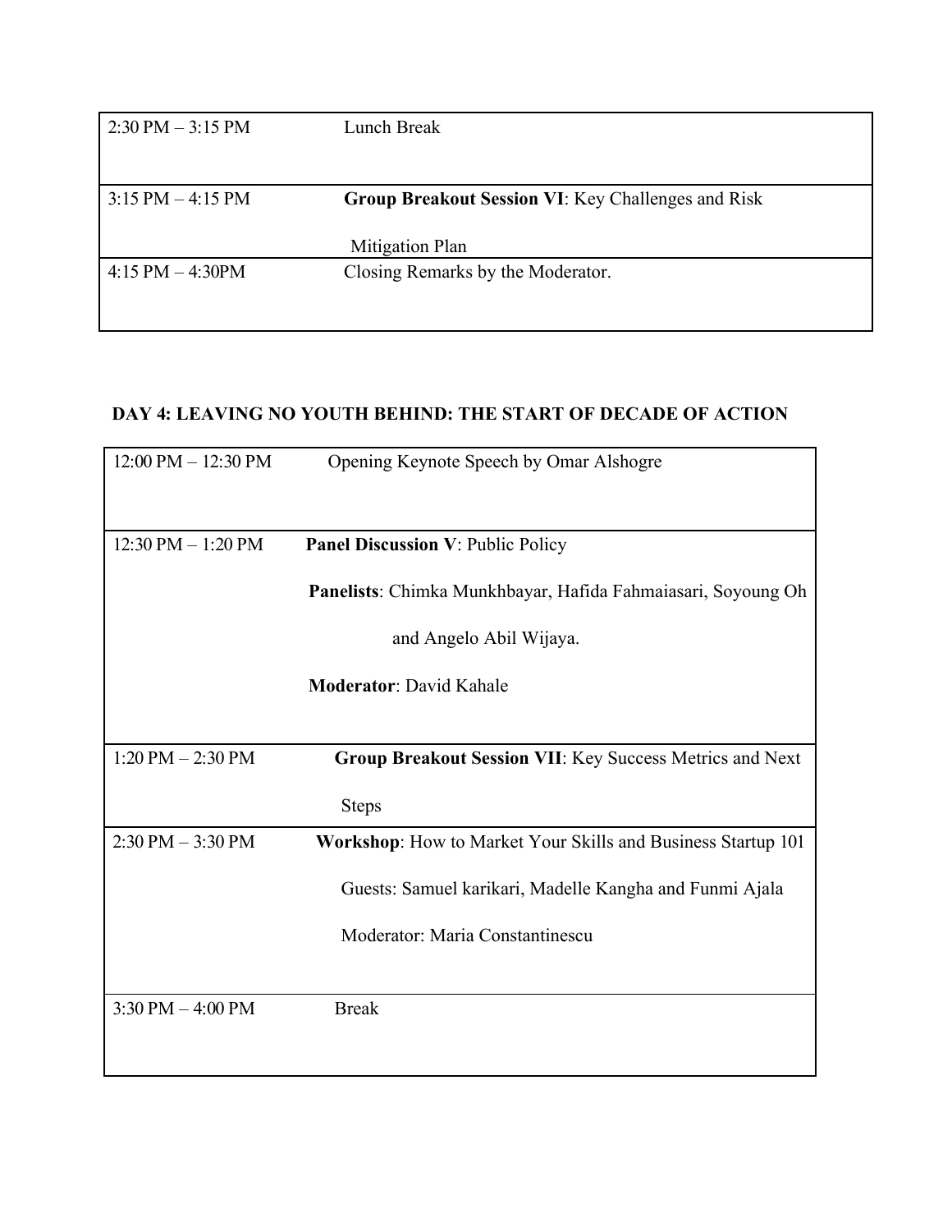| | |
|---|---|
| 2:30 PM – 3:15 PM | Lunch Break |
| 3:15 PM – 4:15 PM | **Group Breakout Session VI**: Key Challenges and Risk Mitigation Plan |
| 4:15 PM – 4:30PM | Closing Remarks by the Moderator. |

**DAY 4: LEAVING NO YOUTH BEHIND: THE START OF DECADE OF ACTION**

| | |
|---|---|
| 12:00 PM – 12:30 PM | Opening Keynote Speech by Omar Alshogre |
| 12:30 PM – 1:20 PM | **Panel Discussion V**: Public Policy<br>**Panelists**: Chimka Munkhbayar, Hafida Fahmaiasari, Soyoung Oh and Angelo Abil Wijaya.<br>**Moderator**: David Kahale |
| 1:20 PM – 2:30 PM | **Group Breakout Session VII**: Key Success Metrics and Next Steps |
| 2:30 PM – 3:30 PM | **Workshop**: How to Market Your Skills and Business Startup 101<br>Guests: Samuel karikari, Madelle Kangha and Funmi Ajala<br>Moderator: Maria Constantinescu |
| 3:30 PM – 4:00 PM | Break |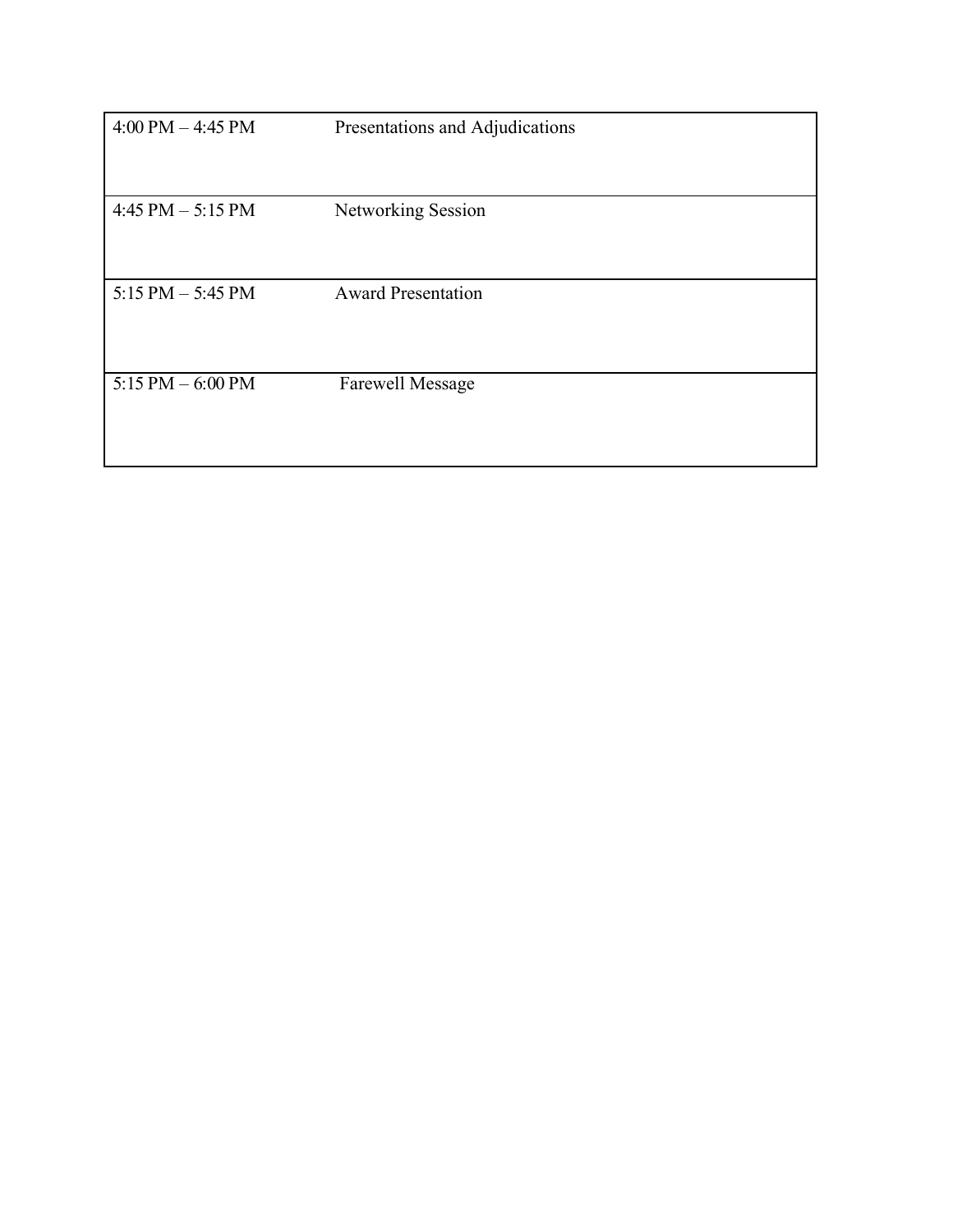| | |
|---|---|
| 4:00 PM – 4:45 PM | Presentations and Adjudications |
| 4:45 PM – 5:15 PM | Networking Session |
| 5:15 PM – 5:45 PM | Award Presentation |
| 5:15 PM – 6:00 PM | Farewell Message |